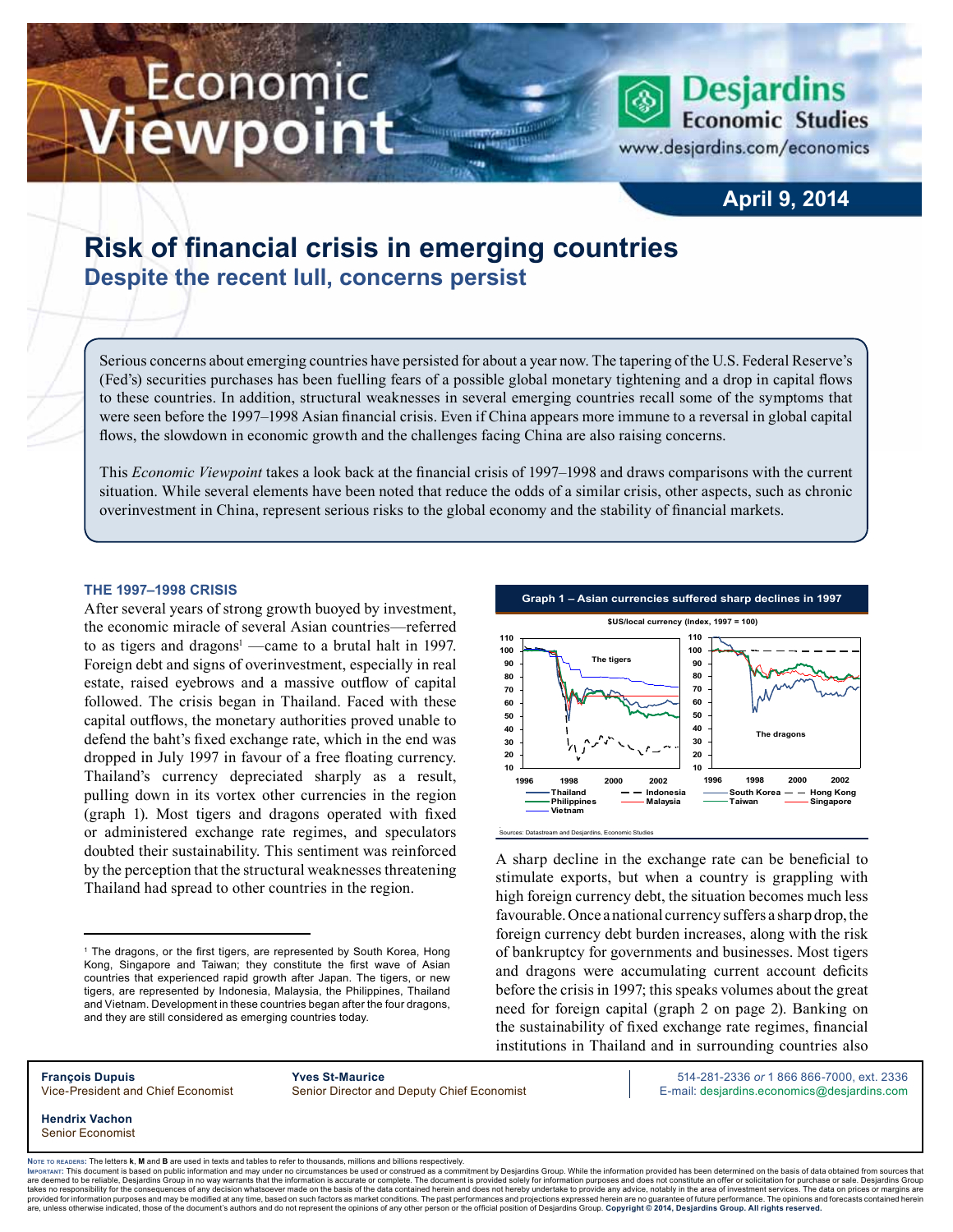# Economic Viewpoint

Desjardins Economic Studies
www.desjardins.com/economics

April 9, 2014

# Risk of financial crisis in emerging countries

## Despite the recent lull, concerns persist

Serious concerns about emerging countries have persisted for about a year now. The tapering of the U.S. Federal Reserve's (Fed's) securities purchases has been fuelling fears of a possible global monetary tightening and a drop in capital flows to these countries. In addition, structural weaknesses in several emerging countries recall some of the symptoms that were seen before the 1997–1998 Asian financial crisis. Even if China appears more immune to a reversal in global capital flows, the slowdown in economic growth and the challenges facing China are also raising concerns.

This *Economic Viewpoint* takes a look back at the financial crisis of 1997–1998 and draws comparisons with the current situation. While several elements have been noted that reduce the odds of a similar crisis, other aspects, such as chronic overinvestment in China, represent serious risks to the global economy and the stability of financial markets.

### THE 1997–1998 CRISIS

After several years of strong growth buoyed by investment, the economic miracle of several Asian countries—referred to as tigers and dragons[1] —came to a brutal halt in 1997. Foreign debt and signs of overinvestment, especially in real estate, raised eyebrows and a massive outflow of capital followed. The crisis began in Thailand. Faced with these capital outflows, the monetary authorities proved unable to defend the baht's fixed exchange rate, which in the end was dropped in July 1997 in favour of a free floating currency. Thailand's currency depreciated sharply as a result, pulling down in its vortex other currencies in the region (graph 1). Most tigers and dragons operated with fixed or administered exchange rate regimes, and speculators doubted their sustainability. This sentiment was reinforced by the perception that the structural weaknesses threatening Thailand had spread to other countries in the region.

Graph 1 – Asian currencies suffered sharp declines in 1997

Sources: Datastream and Desjardins, Economic Studies

A sharp decline in the exchange rate can be beneficial to stimulate exports, but when a country is grappling with high foreign currency debt, the situation becomes much less favourable. Once a national currency suffers a sharp drop, the foreign currency debt burden increases, along with the risk of bankruptcy for governments and businesses. Most tigers and dragons were accumulating current account deficits before the crisis in 1997; this speaks volumes about the great need for foreign capital (graph 2 on page 2). Banking on the sustainability of fixed exchange rate regimes, financial institutions in Thailand and in surrounding countries also

[1] The dragons, or the first tigers, are represented by South Korea, Hong Kong, Singapore and Taiwan; they constitute the first wave of Asian countries that experienced rapid growth after Japan. The tigers, or new tigers, are represented by Indonesia, Malaysia, the Philippines, Thailand and Vietnam. Development in these countries began after the four dragons, and they are still considered as emerging countries today.

**François Dupuis**
Vice-President and Chief Economist

**Yves St-Maurice**
Senior Director and Deputy Chief Economist

514-281-2336 *or* 1 866 866-7000, ext. 2336
E-mail: desjardins.economics@desjardins.com

**Hendrix Vachon**
Senior Economist

Note to readers: The letters **k**, **M** and **B** are used in texts and tables to refer to thousands, millions and billions respectively.

Important: This document is based on public information and may under no circumstances be used or construed as a commitment by Desjardins Group. While the information provided has been determined on the basis of data obtained from sources that are deemed to be reliable, Desjardins Group in no way warrants that the information is accurate or complete. The document is provided solely for information purposes and does not constitute an offer or solicitation for purchase or sale. Desjardins Group takes no responsibility for the consequences of any decision whatsoever made on the basis of the data contained herein and does not hereby undertake to provide any advice, notably in the area of investment services. The data on prices or margins are provided for information purposes and may be modified at any time, based on such factors as market conditions. The past performances and projections expressed herein are no guarantee of future performance. The opinions and forecasts contained herein are, unless otherwise indicated, those of the document's authors and do not represent the opinions of any other person or the official position of Desjardins Group. **Copyright © 2014, Desjardins Group. All rights reserved.**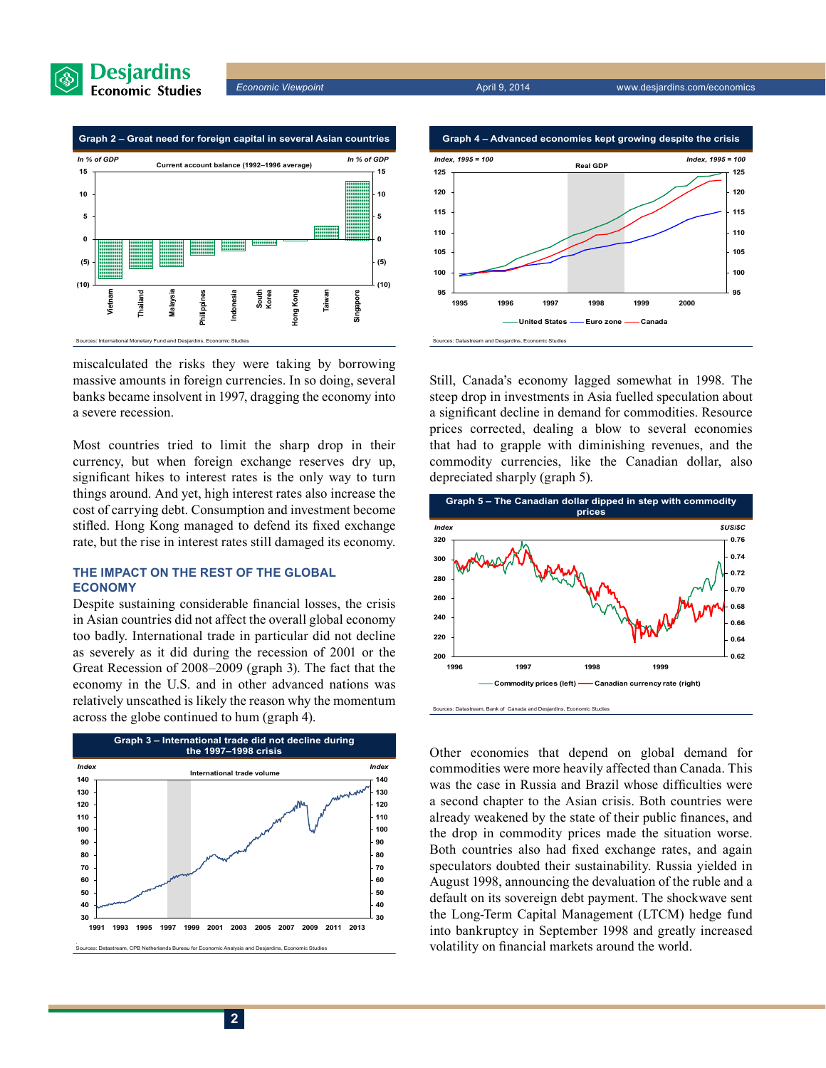**Graph 2 – Great need for foreign capital in several Asian countries**

Sources: International Monetary Fund and Desjardins, Economic Studies

miscalculated the risks they were taking by borrowing massive amounts in foreign currencies. In so doing, several banks became insolvent in 1997, dragging the economy into a severe recession.

Most countries tried to limit the sharp drop in their currency, but when foreign exchange reserves dry up, significant hikes to interest rates is the only way to turn things around. And yet, high interest rates also increase the cost of carrying debt. Consumption and investment become stifled. Hong Kong managed to defend its fixed exchange rate, but the rise in interest rates still damaged its economy.

## THE IMPACT ON THE REST OF THE GLOBAL ECONOMY

Despite sustaining considerable financial losses, the crisis in Asian countries did not affect the overall global economy too badly. International trade in particular did not decline as severely as it did during the recession of 2001 or the Great Recession of 2008–2009 (graph 3). The fact that the economy in the U.S. and in other advanced nations was relatively unscathed is likely the reason why the momentum across the globe continued to hum (graph 4).

**Graph 3 – International trade did not decline during the 1997–1998 crisis**

Sources: Datastream, CPB Netherlands Bureau for Economic Analysis and Desjardins, Economic Studies

**Graph 4 – Advanced economies kept growing despite the crisis**

Sources: Datastream and Desjardins, Economic Studies

Still, Canada's economy lagged somewhat in 1998. The steep drop in investments in Asia fuelled speculation about a significant decline in demand for commodities. Resource prices corrected, dealing a blow to several economies that had to grapple with diminishing revenues, and the commodity currencies, like the Canadian dollar, also depreciated sharply (graph 5).

**Graph 5 – The Canadian dollar dipped in step with commodity prices**

Sources: Datastream, Bank of Canada and Desjardins, Economic Studies

Other economies that depend on global demand for commodities were more heavily affected than Canada. This was the case in Russia and Brazil whose difficulties were a second chapter to the Asian crisis. Both countries were already weakened by the state of their public finances, and the drop in commodity prices made the situation worse. Both countries also had fixed exchange rates, and again speculators doubted their sustainability. Russia yielded in August 1998, announcing the devaluation of the ruble and a default on its sovereign debt payment. The shockwave sent the Long-Term Capital Management (LTCM) hedge fund into bankruptcy in September 1998 and greatly increased volatility on financial markets around the world.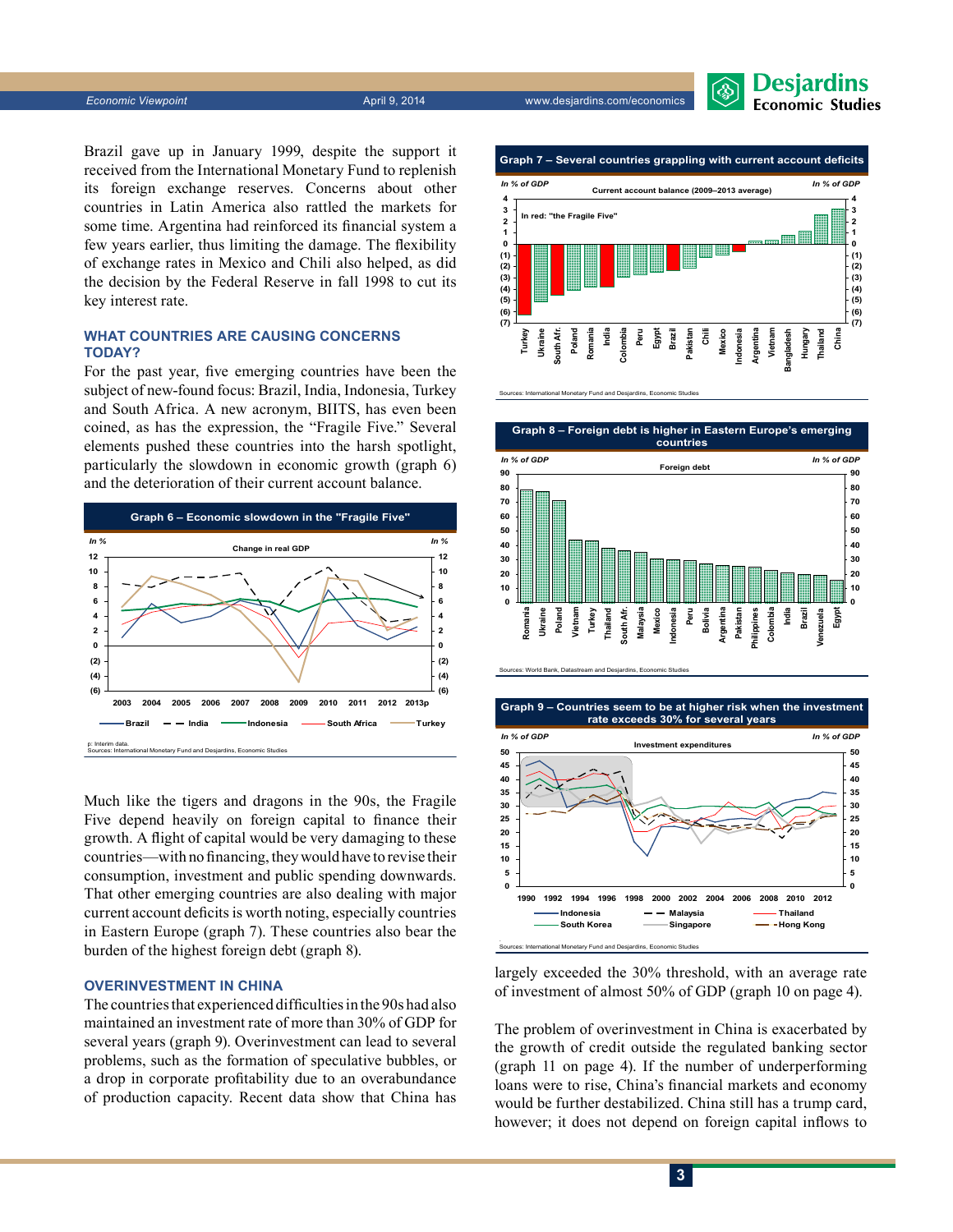Brazil gave up in January 1999, despite the support it received from the International Monetary Fund to replenish its foreign exchange reserves. Concerns about other countries in Latin America also rattled the markets for some time. Argentina had reinforced its financial system a few years earlier, thus limiting the damage. The flexibility of exchange rates in Mexico and Chili also helped, as did the decision by the Federal Reserve in fall 1998 to cut its key interest rate.

## WHAT COUNTRIES ARE CAUSING CONCERNS TODAY?

For the past year, five emerging countries have been the subject of new-found focus: Brazil, India, Indonesia, Turkey and South Africa. A new acronym, BIITS, has even been coined, as has the expression, the "Fragile Five." Several elements pushed these countries into the harsh spotlight, particularly the slowdown in economic growth (graph 6) and the deterioration of their current account balance.

**Graph 6 – Economic slowdown in the "Fragile Five"**

p: Interim data.
Sources: International Monetary Fund and Desjardins, Economic Studies

Much like the tigers and dragons in the 90s, the Fragile Five depend heavily on foreign capital to finance their growth. A flight of capital would be very damaging to these countries—with no financing, they would have to revise their consumption, investment and public spending downwards. That other emerging countries are also dealing with major current account deficits is worth noting, especially countries in Eastern Europe (graph 7). These countries also bear the burden of the highest foreign debt (graph 8).

## OVERINVESTMENT IN CHINA

The countries that experienced difficulties in the 90s had also maintained an investment rate of more than 30% of GDP for several years (graph 9). Overinvestment can lead to several problems, such as the formation of speculative bubbles, or a drop in corporate profitability due to an overabundance of production capacity. Recent data show that China has largely exceeded the 30% threshold, with an average rate of investment of almost 50% of GDP (graph 10 on page 4).

The problem of overinvestment in China is exacerbated by the growth of credit outside the regulated banking sector (graph 11 on page 4). If the number of underperforming loans were to rise, China's financial markets and economy would be further destabilized. China still has a trump card, however; it does not depend on foreign capital inflows to

**Graph 7 – Several countries grappling with current account deficits**

Sources: International Monetary Fund and Desjardins, Economic Studies

**Graph 8 – Foreign debt is higher in Eastern Europe's emerging countries**

Sources: World Bank, Datastream and Desjardins, Economic Studies

**Graph 9 – Countries seem to be at higher risk when the investment rate exceeds 30% for several years**

Sources: International Monetary Fund and Desjardins, Economic Studies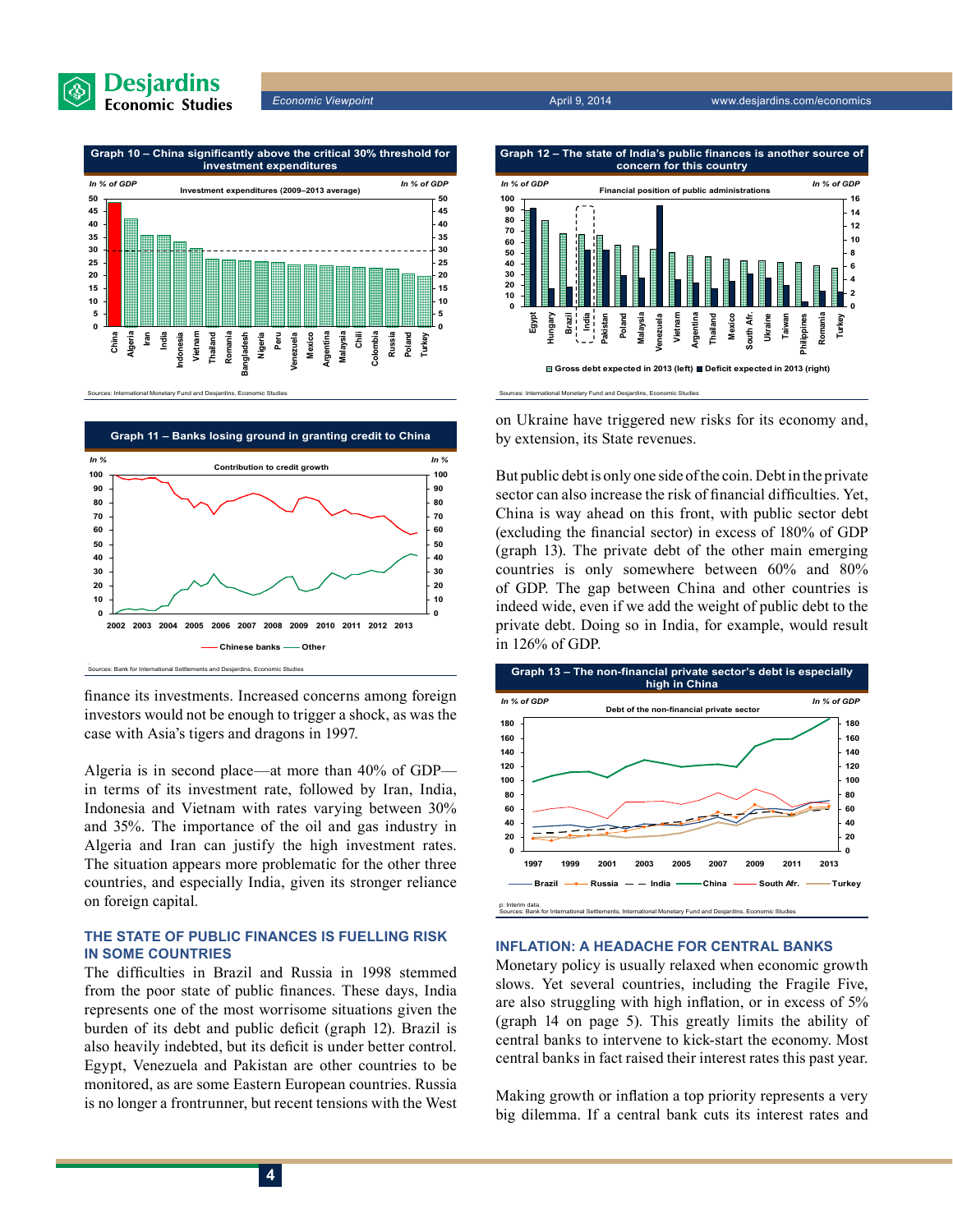**Graph 10 – China significantly above the critical 30% threshold for investment expenditures**

Investment expenditures (2009–2013 average)

Sources: International Monetary Fund and Desjardins, Economic Studies

**Graph 11 – Banks losing ground in granting credit to China**

Contribution to credit growth

Sources: Bank for International Settlements and Desjardins, Economic Studies

finance its investments. Increased concerns among foreign investors would not be enough to trigger a shock, as was the case with Asia's tigers and dragons in 1997.

Algeria is in second place—at more than 40% of GDP—in terms of its investment rate, followed by Iran, India, Indonesia and Vietnam with rates varying between 30% and 35%. The importance of the oil and gas industry in Algeria and Iran can justify the high investment rates. The situation appears more problematic for the other three countries, and especially India, given its stronger reliance on foreign capital.

## THE STATE OF PUBLIC FINANCES IS FUELLING RISK IN SOME COUNTRIES

The difficulties in Brazil and Russia in 1998 stemmed from the poor state of public finances. These days, India represents one of the most worrisome situations given the burden of its debt and public deficit (graph 12). Brazil is also heavily indebted, but its deficit is under better control. Egypt, Venezuela and Pakistan are other countries to be monitored, as are some Eastern European countries. Russia is no longer a frontrunner, but recent tensions with the West on Ukraine have triggered new risks for its economy and, by extension, its State revenues.

**Graph 12 – The state of India's public finances is another source of concern for this country**

Financial position of public administrations

Sources: International Monetary Fund and Desjardins, Economic Studies

But public debt is only one side of the coin. Debt in the private sector can also increase the risk of financial difficulties. Yet, China is way ahead on this front, with public sector debt (excluding the financial sector) in excess of 180% of GDP (graph 13). The private debt of the other main emerging countries is only somewhere between 60% and 80% of GDP. The gap between China and other countries is indeed wide, even if we add the weight of public debt to the private debt. Doing so in India, for example, would result in 126% of GDP.

**Graph 13 – The non-financial private sector's debt is especially high in China**

Debt of the non-financial private sector

p: Interim data.
Sources: Bank for International Settlements, International Monetary Fund and Desjardins, Economic Studies

## INFLATION: A HEADACHE FOR CENTRAL BANKS

Monetary policy is usually relaxed when economic growth slows. Yet several countries, including the Fragile Five, are also struggling with high inflation, or in excess of 5% (graph 14 on page 5). This greatly limits the ability of central banks to intervene to kick-start the economy. Most central banks in fact raised their interest rates this past year.

Making growth or inflation a top priority represents a very big dilemma. If a central bank cuts its interest rates and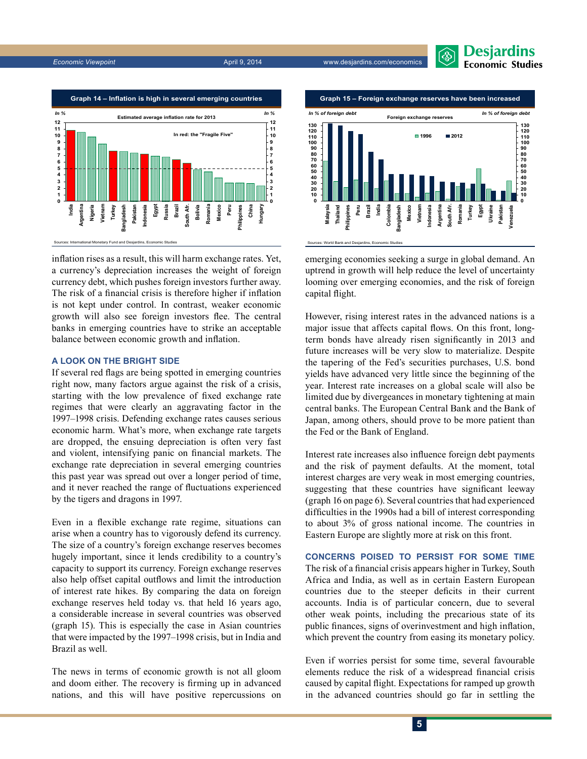**Graph 14 – Inflation is high in several emerging countries**

Sources: International Monetary Fund and Desjardins, Economic Studies

**Graph 15 – Foreign exchange reserves have been increased**

Sources: World Bank and Desjardins, Economic Studies

inflation rises as a result, this will harm exchange rates. Yet, a currency's depreciation increases the weight of foreign currency debt, which pushes foreign investors further away. The risk of a financial crisis is therefore higher if inflation is not kept under control. In contrast, weaker economic growth will also see foreign investors flee. The central banks in emerging countries have to strike an acceptable balance between economic growth and inflation.

## A LOOK ON THE BRIGHT SIDE

If several red flags are being spotted in emerging countries right now, many factors argue against the risk of a crisis, starting with the low prevalence of fixed exchange rate regimes that were clearly an aggravating factor in the 1997–1998 crisis. Defending exchange rates causes serious economic harm. What's more, when exchange rate targets are dropped, the ensuing depreciation is often very fast and violent, intensifying panic on financial markets. The exchange rate depreciation in several emerging countries this past year was spread out over a longer period of time, and it never reached the range of fluctuations experienced by the tigers and dragons in 1997.

Even in a flexible exchange rate regime, situations can arise when a country has to vigorously defend its currency. The size of a country's foreign exchange reserves becomes hugely important, since it lends credibility to a country's capacity to support its currency. Foreign exchange reserves also help offset capital outflows and limit the introduction of interest rate hikes. By comparing the data on foreign exchange reserves held today vs. that held 16 years ago, a considerable increase in several countries was observed (graph 15). This is especially the case in Asian countries that were impacted by the 1997–1998 crisis, but in India and Brazil as well.

The news in terms of economic growth is not all gloom and doom either. The recovery is firming up in advanced nations, and this will have positive repercussions on emerging economies seeking a surge in global demand. An uptrend in growth will help reduce the level of uncertainty looming over emerging economies, and the risk of foreign capital flight.

However, rising interest rates in the advanced nations is a major issue that affects capital flows. On this front, long-term bonds have already risen significantly in 2013 and future increases will be very slow to materialize. Despite the tapering of the Fed's securities purchases, U.S. bond yields have advanced very little since the beginning of the year. Interest rate increases on a global scale will also be limited due by divergeances in monetary tightening at main central banks. The European Central Bank and the Bank of Japan, among others, should prove to be more patient than the Fed or the Bank of England.

Interest rate increases also influence foreign debt payments and the risk of payment defaults. At the moment, total interest charges are very weak in most emerging countries, suggesting that these countries have significant leeway (graph 16 on page 6). Several countries that had experienced difficulties in the 1990s had a bill of interest corresponding to about 3% of gross national income. The countries in Eastern Europe are slightly more at risk on this front.

## CONCERNS POISED TO PERSIST FOR SOME TIME

The risk of a financial crisis appears higher in Turkey, South Africa and India, as well as in certain Eastern European countries due to the steeper deficits in their current accounts. India is of particular concern, due to several other weak points, including the precarious state of its public finances, signs of overinvestment and high inflation, which prevent the country from easing its monetary policy.

Even if worries persist for some time, several favourable elements reduce the risk of a widespread financial crisis caused by capital flight. Expectations for ramped up growth in the advanced countries should go far in settling the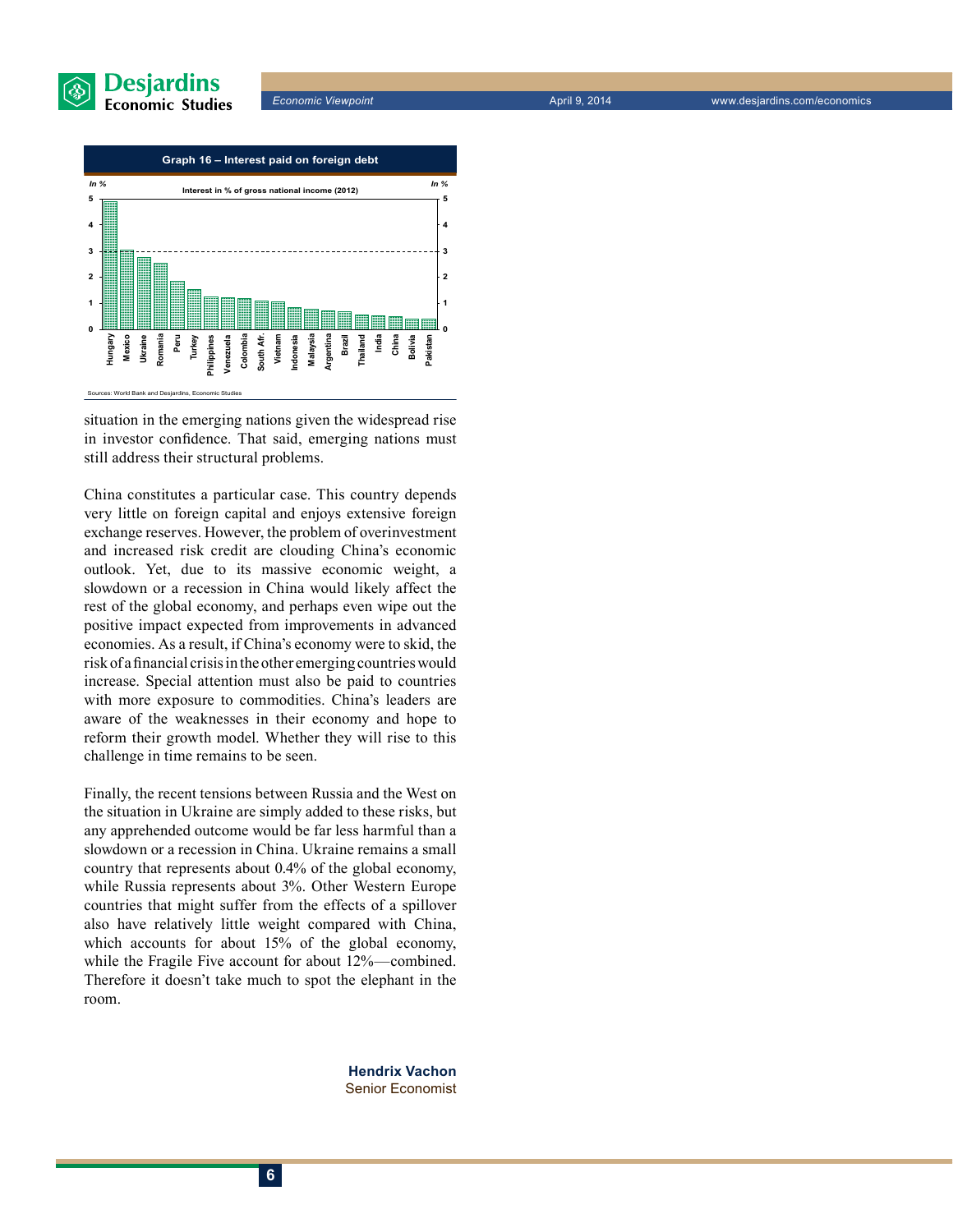**Graph 16 – Interest paid on foreign debt**

Interest in % of gross national income (2012)

In %

In %

5
4
3
2
1
0

Hungary, Mexico, Ukraine, Romania, Peru, Turkey, Philippines, Venezuela, Colombia, South Afr., Vietnam, Indonesia, Malaysia, Argentina, Brazil, Thailand, India, China, Bolivia, Pakistan

Sources: World Bank and Desjardins, Economic Studies

situation in the emerging nations given the widespread rise in investor confidence. That said, emerging nations must still address their structural problems.

China constitutes a particular case. This country depends very little on foreign capital and enjoys extensive foreign exchange reserves. However, the problem of overinvestment and increased risk credit are clouding China's economic outlook. Yet, due to its massive economic weight, a slowdown or a recession in China would likely affect the rest of the global economy, and perhaps even wipe out the positive impact expected from improvements in advanced economies. As a result, if China's economy were to skid, the risk of a financial crisis in the other emerging countries would increase. Special attention must also be paid to countries with more exposure to commodities. China's leaders are aware of the weaknesses in their economy and hope to reform their growth model. Whether they will rise to this challenge in time remains to be seen.

Finally, the recent tensions between Russia and the West on the situation in Ukraine are simply added to these risks, but any apprehended outcome would be far less harmful than a slowdown or a recession in China. Ukraine remains a small country that represents about 0.4% of the global economy, while Russia represents about 3%. Other Western Europe countries that might suffer from the effects of a spillover also have relatively little weight compared with China, which accounts for about 15% of the global economy, while the Fragile Five account for about 12%—combined. Therefore it doesn't take much to spot the elephant in the room.

**Hendrix Vachon**
Senior Economist